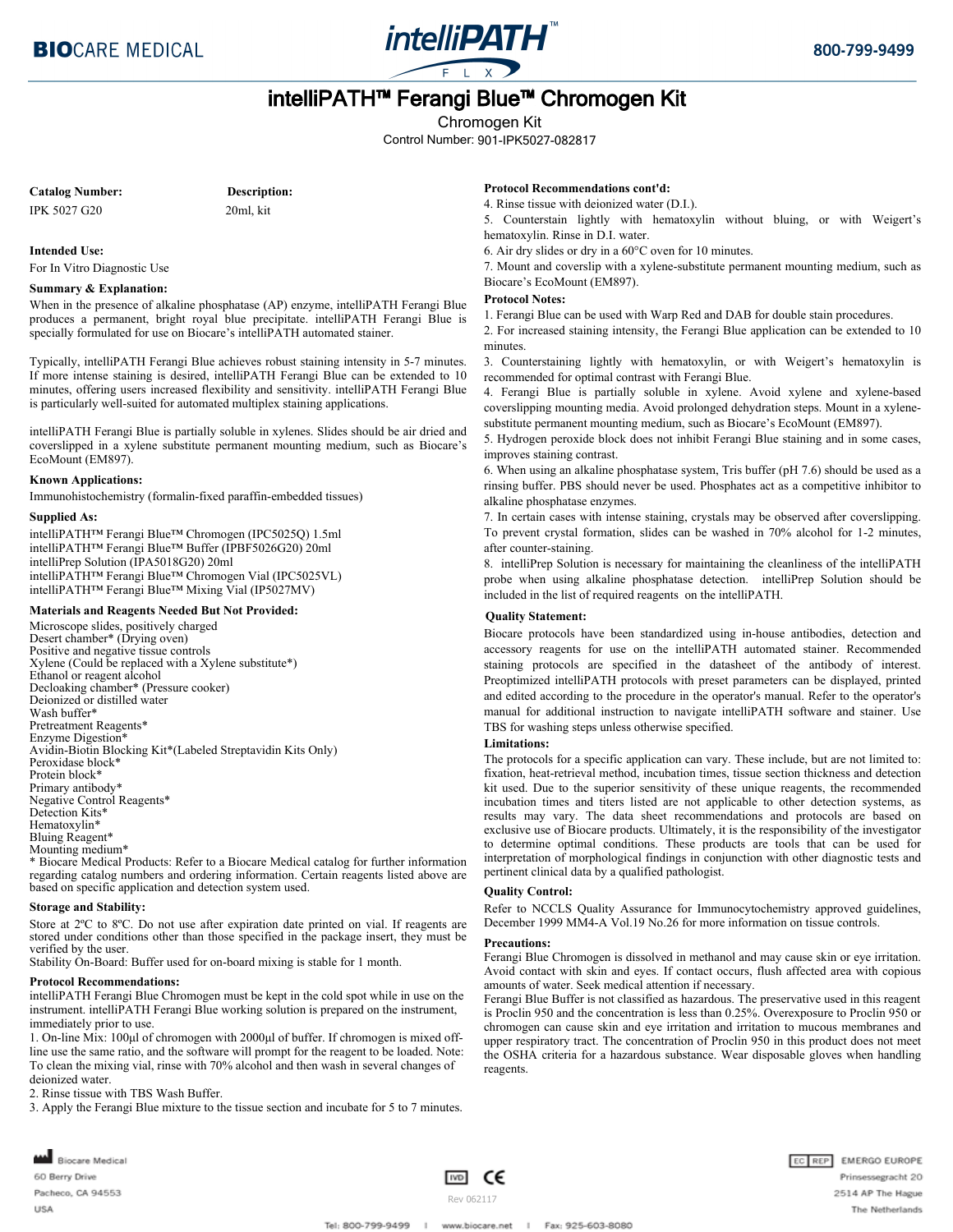# intelliPATH™ Ferangi Blue™ Chromogen Kit

Chromogen Kit

Control Number: 901-IPK5027-082817

| Catalog Number: | Description: |
|---|---|
| IPK 5027 G20 | 20ml, kit |

**Intended Use:**

For In Vitro Diagnostic Use

**Summary & Explanation:**

When in the presence of alkaline phosphatase (AP) enzyme, intelliPATH Ferangi Blue produces a permanent, bright royal blue precipitate. intelliPATH Ferangi Blue is specially formulated for use on Biocare's intelliPATH automated stainer.

Typically, intelliPATH Ferangi Blue achieves robust staining intensity in 5-7 minutes. If more intense staining is desired, intelliPATH Ferangi Blue can be extended to 10 minutes, offering users increased flexibility and sensitivity. intelliPATH Ferangi Blue is particularly well-suited for automated multiplex staining applications.

intelliPATH Ferangi Blue is partially soluble in xylenes. Slides should be air dried and coverslipped in a xylene substitute permanent mounting medium, such as Biocare's EcoMount (EM897).

**Known Applications:**

Immunohistochemistry (formalin-fixed paraffin-embedded tissues)

**Supplied As:**

intelliPATH™ Ferangi Blue™ Chromogen (IPC5025Q) 1.5ml
intelliPATH™ Ferangi Blue™ Buffer (IPBF5026G20) 20ml
intelliPrep Solution (IPA5018G20) 20ml
intelliPATH™ Ferangi Blue™ Chromogen Vial (IPC5025VL)
intelliPATH™ Ferangi Blue™ Mixing Vial (IP5027MV)

**Materials and Reagents Needed But Not Provided:**

Microscope slides, positively charged
Desert chamber* (Drying oven)
Positive and negative tissue controls
Xylene (Could be replaced with a Xylene substitute*)
Ethanol or reagent alcohol
Decloaking chamber* (Pressure cooker)
Deionized or distilled water
Wash buffer*
Pretreatment Reagents*
Enzyme Digestion*
Avidin-Biotin Blocking Kit*(Labeled Streptavidin Kits Only)
Peroxidase block*
Protein block*
Primary antibody*
Negative Control Reagents*
Detection Kits*
Hematoxylin*
Bluing Reagent*
Mounting medium*
* Biocare Medical Products: Refer to a Biocare Medical catalog for further information regarding catalog numbers and ordering information. Certain reagents listed above are based on specific application and detection system used.

**Storage and Stability:**

Store at 2ºC to 8ºC. Do not use after expiration date printed on vial. If reagents are stored under conditions other than those specified in the package insert, they must be verified by the user.
Stability On-Board: Buffer used for on-board mixing is stable for 1 month.

**Protocol Recommendations:**

intelliPATH Ferangi Blue Chromogen must be kept in the cold spot while in use on the instrument. intelliPATH Ferangi Blue working solution is prepared on the instrument, immediately prior to use.

1. On-line Mix: 100μl of chromogen with 2000μl of buffer. If chromogen is mixed off-line use the same ratio, and the software will prompt for the reagent to be loaded. Note: To clean the mixing vial, rinse with 70% alcohol and then wash in several changes of deionized water.
2. Rinse tissue with TBS Wash Buffer.
3. Apply the Ferangi Blue mixture to the tissue section and incubate for 5 to 7 minutes.

**Protocol Recommendations cont'd:**

4. Rinse tissue with deionized water (D.I.).
5. Counterstain lightly with hematoxylin without bluing, or with Weigert's hematoxylin. Rinse in D.I. water.
6. Air dry slides or dry in a 60°C oven for 10 minutes.
7. Mount and coverslip with a xylene-substitute permanent mounting medium, such as Biocare's EcoMount (EM897).

**Protocol Notes:**

1. Ferangi Blue can be used with Warp Red and DAB for double stain procedures.
2. For increased staining intensity, the Ferangi Blue application can be extended to 10 minutes.
3. Counterstaining lightly with hematoxylin, or with Weigert's hematoxylin is recommended for optimal contrast with Ferangi Blue.
4. Ferangi Blue is partially soluble in xylene. Avoid xylene and xylene-based coverslipping mounting media. Avoid prolonged dehydration steps. Mount in a xylene-substitute permanent mounting medium, such as Biocare's EcoMount (EM897).
5. Hydrogen peroxide block does not inhibit Ferangi Blue staining and in some cases, improves staining contrast.
6. When using an alkaline phosphatase system, Tris buffer (pH 7.6) should be used as a rinsing buffer. PBS should never be used. Phosphates act as a competitive inhibitor to alkaline phosphatase enzymes.
7. In certain cases with intense staining, crystals may be observed after coverslipping. To prevent crystal formation, slides can be washed in 70% alcohol for 1-2 minutes, after counter-staining.
8. intelliPrep Solution is necessary for maintaining the cleanliness of the intelliPATH probe when using alkaline phosphatase detection. intelliPrep Solution should be included in the list of required reagents on the intelliPATH.

**Quality Statement:**

Biocare protocols have been standardized using in-house antibodies, detection and accessory reagents for use on the intelliPATH automated stainer. Recommended staining protocols are specified in the datasheet of the antibody of interest. Preoptimized intelliPATH protocols with preset parameters can be displayed, printed and edited according to the procedure in the operator's manual. Refer to the operator's manual for additional instruction to navigate intelliPATH software and stainer. Use TBS for washing steps unless otherwise specified.

**Limitations:**

The protocols for a specific application can vary. These include, but are not limited to: fixation, heat-retrieval method, incubation times, tissue section thickness and detection kit used. Due to the superior sensitivity of these unique reagents, the recommended incubation times and titers listed are not applicable to other detection systems, as results may vary. The data sheet recommendations and protocols are based on exclusive use of Biocare products. Ultimately, it is the responsibility of the investigator to determine optimal conditions. These products are tools that can be used for interpretation of morphological findings in conjunction with other diagnostic tests and pertinent clinical data by a qualified pathologist.

**Quality Control:**

Refer to NCCLS Quality Assurance for Immunocytochemistry approved guidelines, December 1999 MM4-A Vol.19 No.26 for more information on tissue controls.

**Precautions:**

Ferangi Blue Chromogen is dissolved in methanol and may cause skin or eye irritation. Avoid contact with skin and eyes. If contact occurs, flush affected area with copious amounts of water. Seek medical attention if necessary.
Ferangi Blue Buffer is not classified as hazardous. The preservative used in this reagent is Proclin 950 and the concentration is less than 0.25%. Overexposure to Proclin 950 or chromogen can cause skin and eye irritation and irritation to mucous membranes and upper respiratory tract. The concentration of Proclin 950 in this product does not meet the OSHA criteria for a hazardous substance. Wear disposable gloves when handling reagents.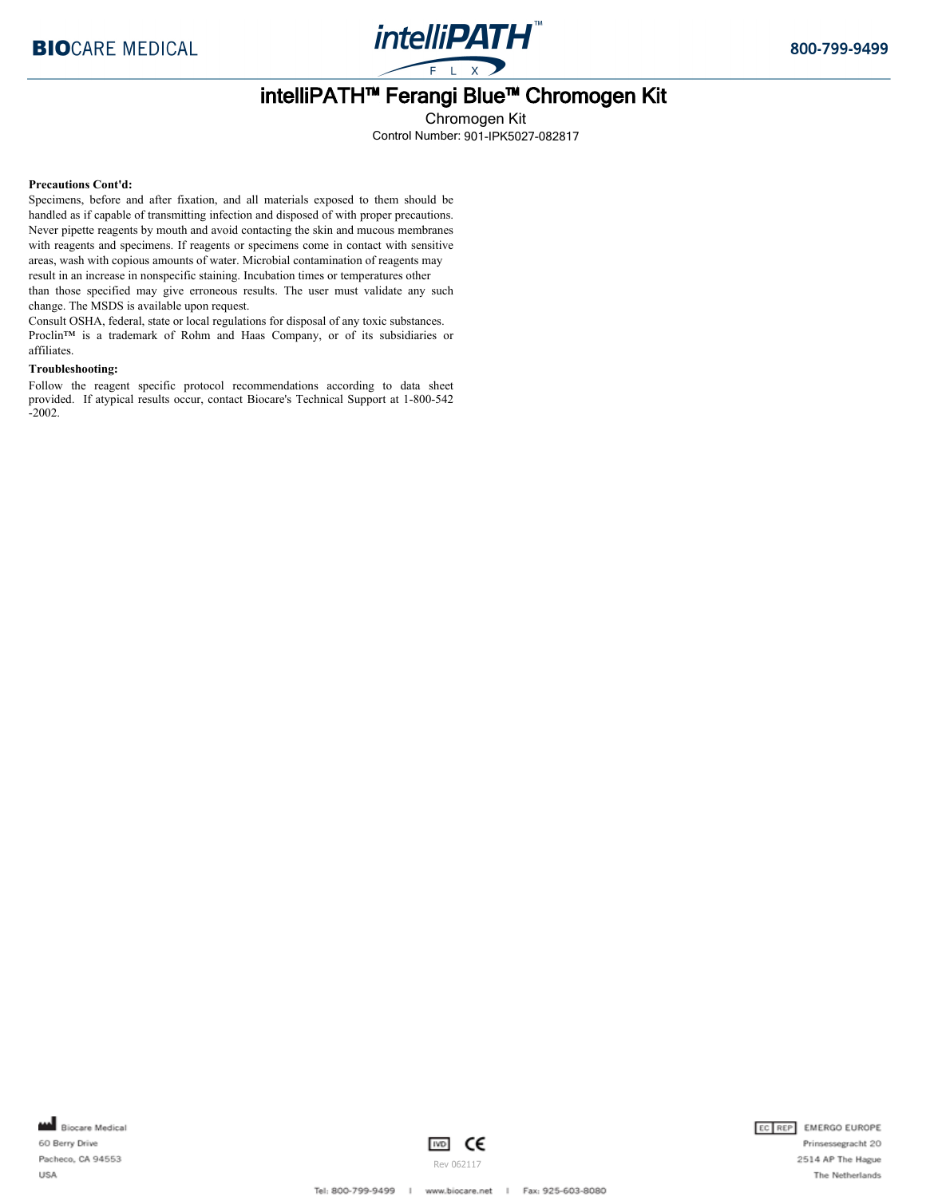# intelliPATH™ Ferangi Blue™ Chromogen Kit

Chromogen Kit

Control Number: 901-IPK5027-082817

**Precautions Cont'd:**

Specimens, before and after fixation, and all materials exposed to them should be handled as if capable of transmitting infection and disposed of with proper precautions. Never pipette reagents by mouth and avoid contacting the skin and mucous membranes with reagents and specimens. If reagents or specimens come in contact with sensitive areas, wash with copious amounts of water. Microbial contamination of reagents may result in an increase in nonspecific staining. Incubation times or temperatures other than those specified may give erroneous results. The user must validate any such change. The MSDS is available upon request.

Consult OSHA, federal, state or local regulations for disposal of any toxic substances.

Proclin™ is a trademark of Rohm and Haas Company, or of its subsidiaries or affiliates.

**Troubleshooting:**

Follow the reagent specific protocol recommendations according to data sheet provided. If atypical results occur, contact Biocare's Technical Support at 1-800-542-2002.

Biocare Medical
60 Berry Drive
Pacheco, CA 94553
USA

IVD CE

Rev 062117

EC REP EMERGO EUROPE
Prinsessegracht 20
2514 AP The Hague
The Netherlands

Tel: 800-799-9499 | www.biocare.net | Fax: 925-603-8080